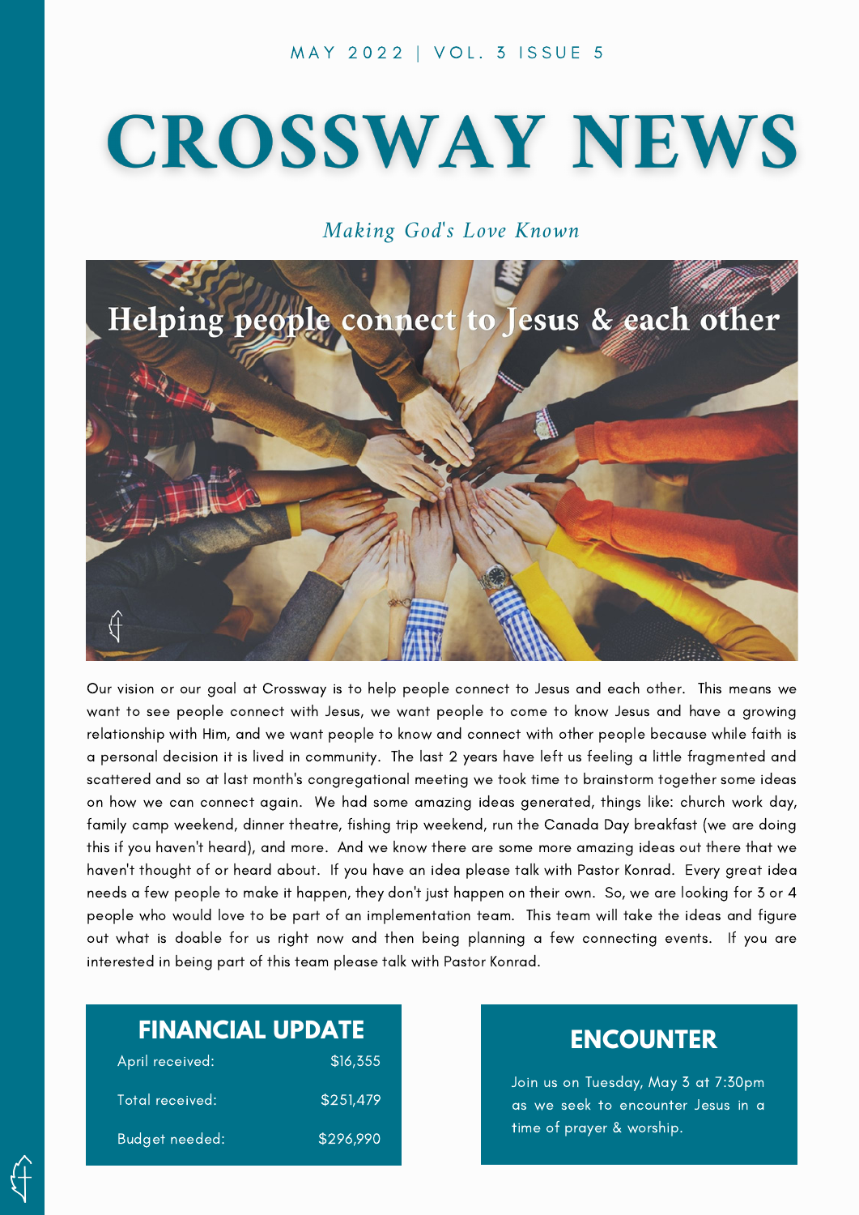MAY 2022 | VOL. 3 ISSUE 5

# CROSSWAY NEWS

*Making God's Love Known*

## Helping people connect to Jesus & each other

Our vision or our goal at Crossway is to help people connect to Jesus and each other. This means we want to see people connect with Jesus, we want people to come to know Jesus and have a growing relationship with Him, and we want people to know and connect with other people because while faith is a personal decision it is lived in community. The last 2 years have left us feeling a little fragmented and scattered and so at last month's congregational meeting we took time to brainstorm together some ideas on how we can connect again. We had some amazing ideas generated, things like: church work day, family camp weekend, dinner theatre, fishing trip weekend, run the Canada Day breakfast (we are doing this if you haven't heard), and more. And we know there are some more amazing ideas out there that we haven't thought of or heard about. If you have an idea please talk with Pastor Konrad. Every great idea needs a few people to make it happen, they don't just happen on their own. So, we are looking for 3 or 4 people who would love to be part of an implementation team. This team will take the ideas and figure out what is doable for us right now and then being planning a few connecting events. If you are interested in being part of this team please talk with Pastor Konrad.

## FINANCIAL UPDATE

| | |
|---|---|
| April received: | $16,355 |
| Total received: | $251,479 |
| Budget needed: | $296,990 |

## ENCOUNTER

Join us on Tuesday, May 3 at 7:30pm as we seek to encounter Jesus in a time of prayer & worship.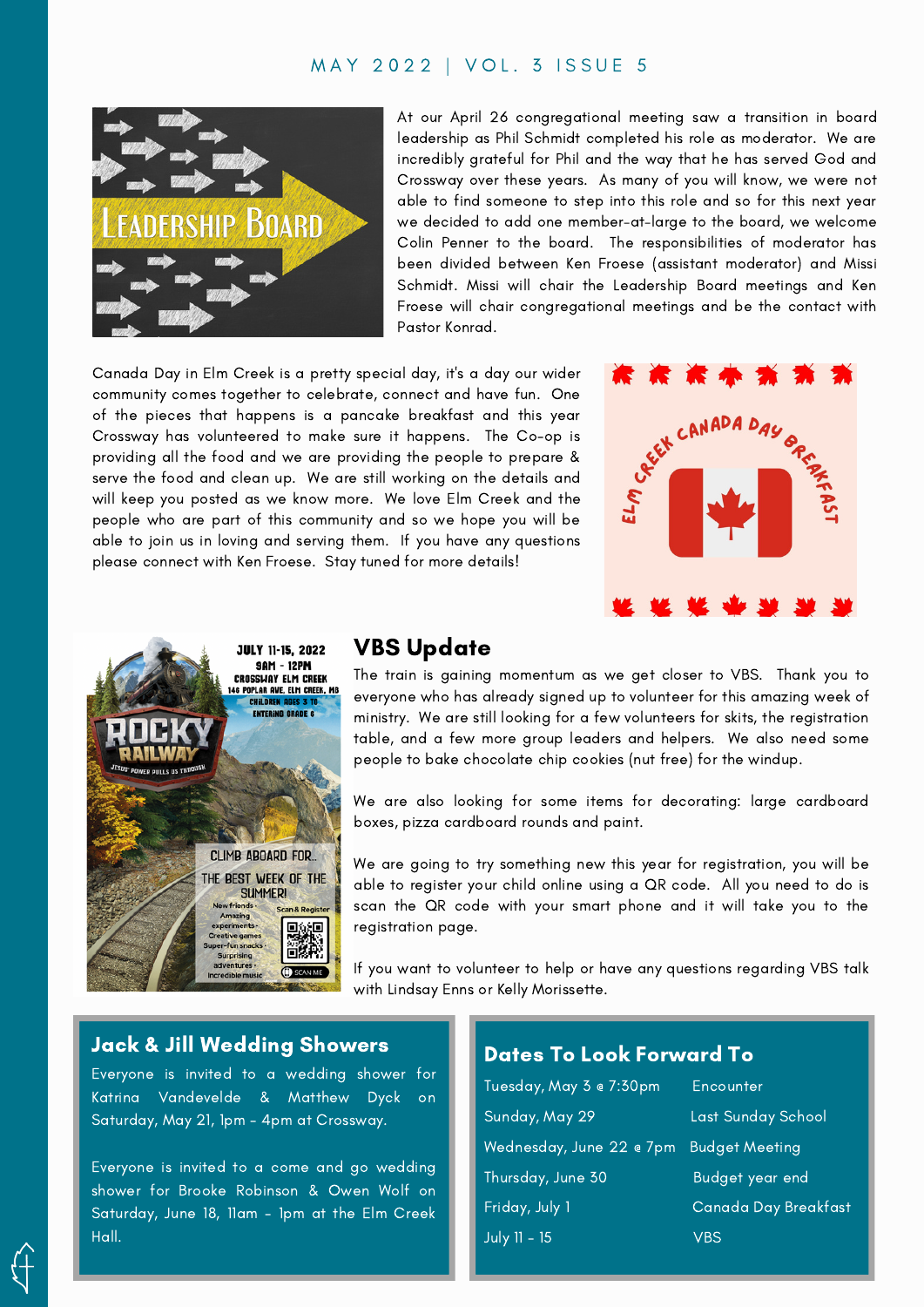MAY 2022 | VOL. 3 ISSUE 5

At our April 26 congregational meeting saw a transition in board leadership as Phil Schmidt completed his role as moderator. We are incredibly grateful for Phil and the way that he has served God and Crossway over these years. As many of you will know, we were not able to find someone to step into this role and so for this next year we decided to add one member-at-large to the board, we welcome Colin Penner to the board. The responsibilities of moderator has been divided between Ken Froese (assistant moderator) and Missi Schmidt. Missi will chair the Leadership Board meetings and Ken Froese will chair congregational meetings and be the contact with Pastor Konrad.

Canada Day in Elm Creek is a pretty special day, it's a day our wider community comes together to celebrate, connect and have fun. One of the pieces that happens is a pancake breakfast and this year Crossway has volunteered to make sure it happens. The Co-op is providing all the food and we are providing the people to prepare & serve the food and clean up. We are still working on the details and will keep you posted as we know more. We love Elm Creek and the people who are part of this community and so we hope you will be able to join us in loving and serving them. If you have any questions please connect with Ken Froese. Stay tuned for more details!

## VBS Update

The train is gaining momentum as we get closer to VBS. Thank you to everyone who has already signed up to volunteer for this amazing week of ministry. We are still looking for a few volunteers for skits, the registration table, and a few more group leaders and helpers. We also need some people to bake chocolate chip cookies (nut free) for the windup.

We are also looking for some items for decorating: large cardboard boxes, pizza cardboard rounds and paint.

We are going to try something new this year for registration, you will be able to register your child online using a QR code. All you need to do is scan the QR code with your smart phone and it will take you to the registration page.

If you want to volunteer to help or have any questions regarding VBS talk with Lindsay Enns or Kelly Morissette.

## Jack & Jill Wedding Showers

Everyone is invited to a wedding shower for Katrina Vandevelde & Matthew Dyck on Saturday, May 21, 1pm - 4pm at Crossway.

Everyone is invited to a come and go wedding shower for Brooke Robinson & Owen Wolf on Saturday, June 18, 11am - 1pm at the Elm Creek Hall.

## Dates To Look Forward To

| | |
|---|---|
| Tuesday, May 3 @ 7:30pm | Encounter |
| Sunday, May 29 | Last Sunday School |
| Wednesday, June 22 @ 7pm | Budget Meeting |
| Thursday, June 30 | Budget year end |
| Friday, July 1 | Canada Day Breakfast |
| July 11 - 15 | VBS |